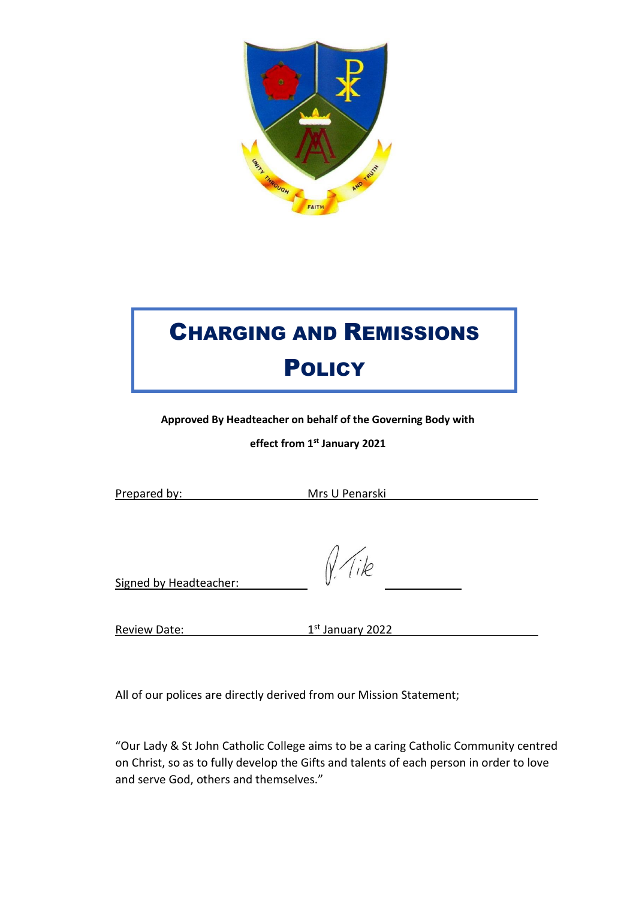# Charging and Remissions Policy

**Approved By Headteacher on behalf of the Governing Body with effect from 1st January 2021**

Prepared by: Mrs U Penarski

Signed by Headteacher: P. Tike

Review Date: 1st January 2022

All of our polices are directly derived from our Mission Statement;

"Our Lady & St John Catholic College aims to be a caring Catholic Community centred on Christ, so as to fully develop the Gifts and talents of each person in order to love and serve God, others and themselves."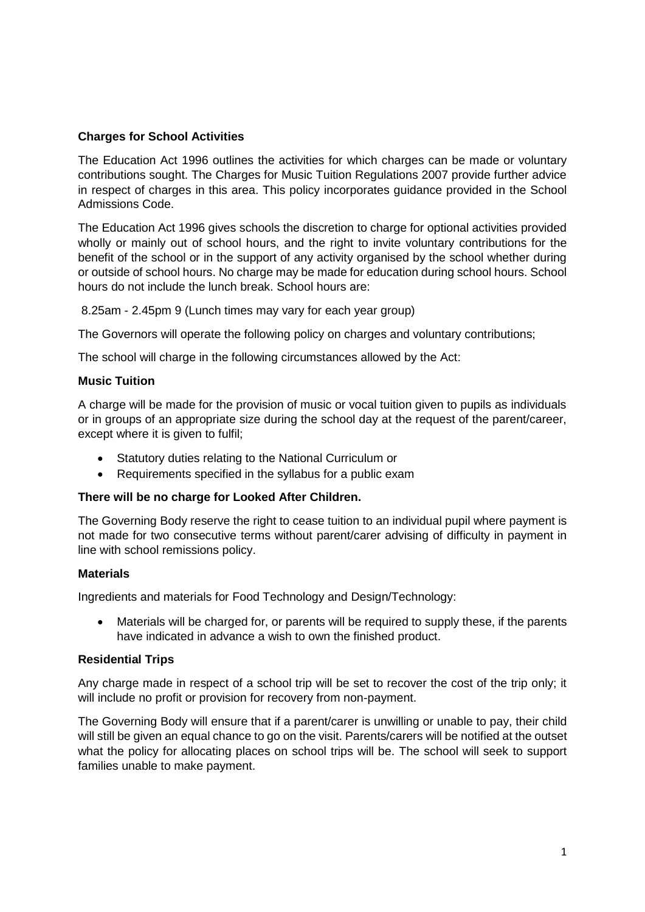**Charges for School Activities**

The Education Act 1996 outlines the activities for which charges can be made or voluntary contributions sought. The Charges for Music Tuition Regulations 2007 provide further advice in respect of charges in this area. This policy incorporates guidance provided in the School Admissions Code.

The Education Act 1996 gives schools the discretion to charge for optional activities provided wholly or mainly out of school hours, and the right to invite voluntary contributions for the benefit of the school or in the support of any activity organised by the school whether during or outside of school hours. No charge may be made for education during school hours. School hours do not include the lunch break. School hours are:

8.25am - 2.45pm 9 (Lunch times may vary for each year group)

The Governors will operate the following policy on charges and voluntary contributions;

The school will charge in the following circumstances allowed by the Act:

**Music Tuition**

A charge will be made for the provision of music or vocal tuition given to pupils as individuals or in groups of an appropriate size during the school day at the request of the parent/career, except where it is given to fulfil;

- Statutory duties relating to the National Curriculum or
- Requirements specified in the syllabus for a public exam

**There will be no charge for Looked After Children.**

The Governing Body reserve the right to cease tuition to an individual pupil where payment is not made for two consecutive terms without parent/carer advising of difficulty in payment in line with school remissions policy.

**Materials**

Ingredients and materials for Food Technology and Design/Technology:

- Materials will be charged for, or parents will be required to supply these, if the parents have indicated in advance a wish to own the finished product.

**Residential Trips**

Any charge made in respect of a school trip will be set to recover the cost of the trip only; it will include no profit or provision for recovery from non-payment.

The Governing Body will ensure that if a parent/carer is unwilling or unable to pay, their child will still be given an equal chance to go on the visit. Parents/carers will be notified at the outset what the policy for allocating places on school trips will be. The school will seek to support families unable to make payment.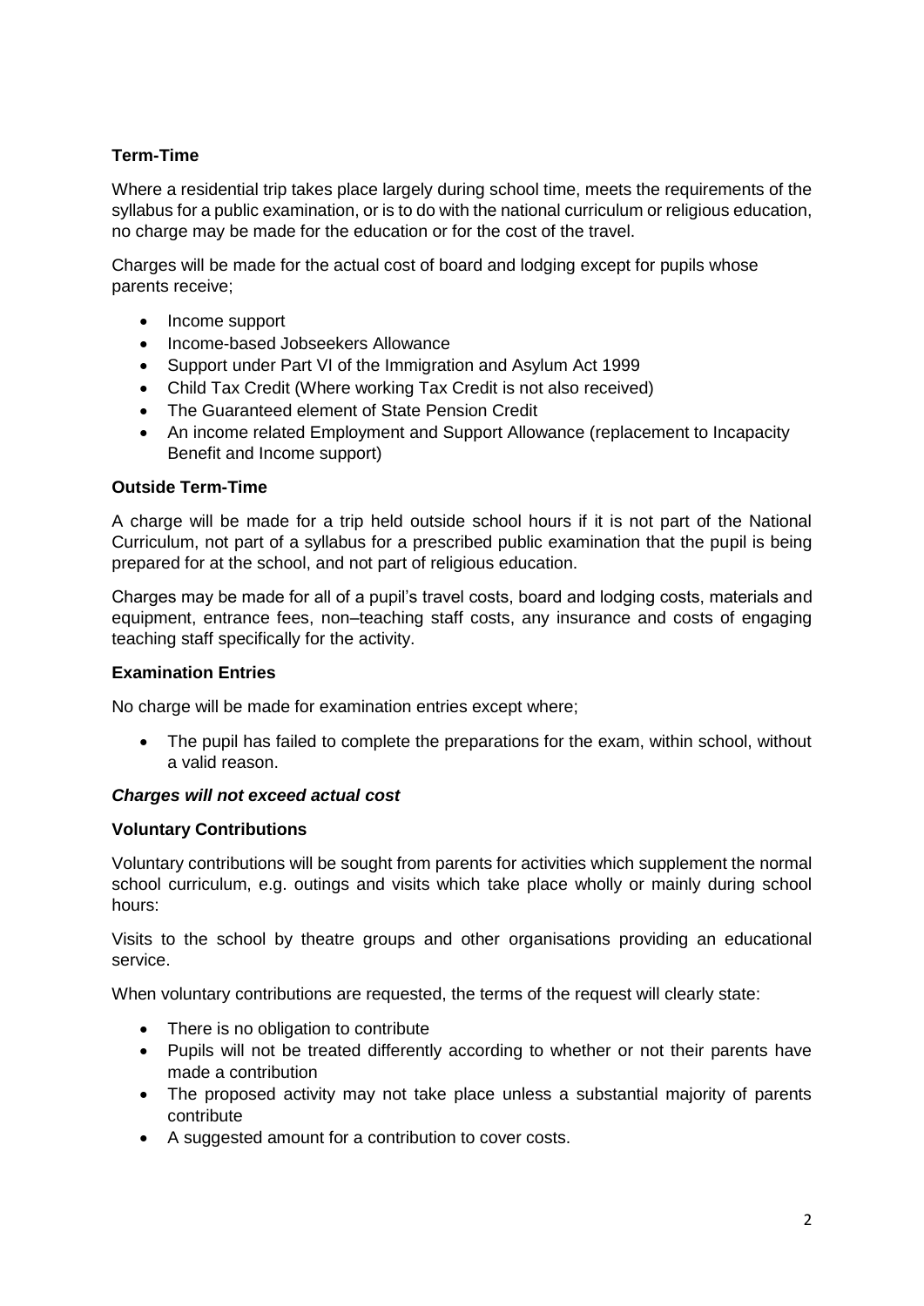**Term-Time**

Where a residential trip takes place largely during school time, meets the requirements of the syllabus for a public examination, or is to do with the national curriculum or religious education, no charge may be made for the education or for the cost of the travel.

Charges will be made for the actual cost of board and lodging except for pupils whose parents receive;

- Income support
- Income-based Jobseekers Allowance
- Support under Part VI of the Immigration and Asylum Act 1999
- Child Tax Credit (Where working Tax Credit is not also received)
- The Guaranteed element of State Pension Credit
- An income related Employment and Support Allowance (replacement to Incapacity Benefit and Income support)

**Outside Term-Time**

A charge will be made for a trip held outside school hours if it is not part of the National Curriculum, not part of a syllabus for a prescribed public examination that the pupil is being prepared for at the school, and not part of religious education.

Charges may be made for all of a pupil's travel costs, board and lodging costs, materials and equipment, entrance fees, non–teaching staff costs, any insurance and costs of engaging teaching staff specifically for the activity.

**Examination Entries**

No charge will be made for examination entries except where;

- The pupil has failed to complete the preparations for the exam, within school, without a valid reason.

***Charges will not exceed actual cost***

**Voluntary Contributions**

Voluntary contributions will be sought from parents for activities which supplement the normal school curriculum, e.g. outings and visits which take place wholly or mainly during school hours:

Visits to the school by theatre groups and other organisations providing an educational service.

When voluntary contributions are requested, the terms of the request will clearly state:

- There is no obligation to contribute
- Pupils will not be treated differently according to whether or not their parents have made a contribution
- The proposed activity may not take place unless a substantial majority of parents contribute
- A suggested amount for a contribution to cover costs.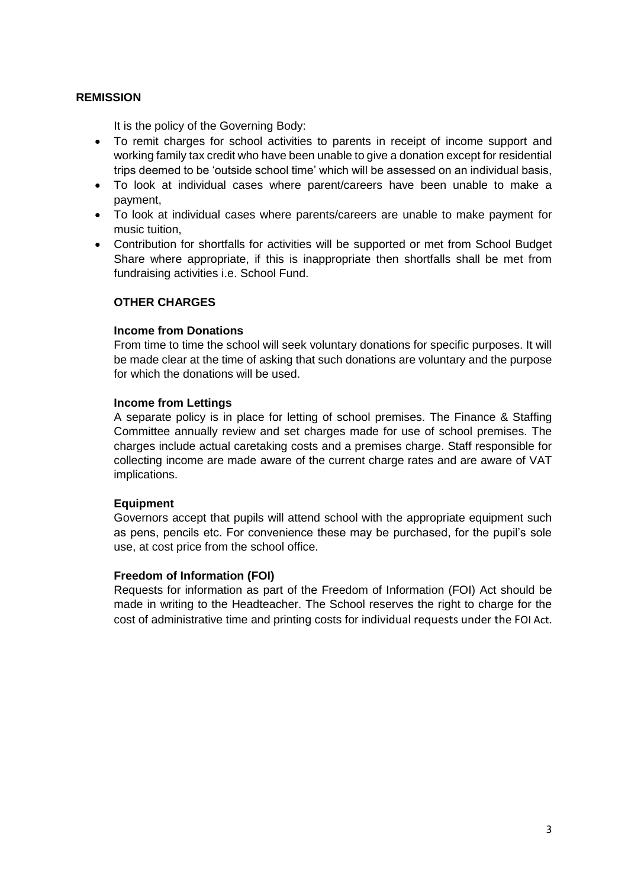**REMISSION**

It is the policy of the Governing Body:

- To remit charges for school activities to parents in receipt of income support and working family tax credit who have been unable to give a donation except for residential trips deemed to be 'outside school time' which will be assessed on an individual basis,
- To look at individual cases where parent/careers have been unable to make a payment,
- To look at individual cases where parents/careers are unable to make payment for music tuition,
- Contribution for shortfalls for activities will be supported or met from School Budget Share where appropriate, if this is inappropriate then shortfalls shall be met from fundraising activities i.e. School Fund.

**OTHER CHARGES**

**Income from Donations**

From time to time the school will seek voluntary donations for specific purposes. It will be made clear at the time of asking that such donations are voluntary and the purpose for which the donations will be used.

**Income from Lettings**

A separate policy is in place for letting of school premises. The Finance & Staffing Committee annually review and set charges made for use of school premises. The charges include actual caretaking costs and a premises charge. Staff responsible for collecting income are made aware of the current charge rates and are aware of VAT implications.

**Equipment**

Governors accept that pupils will attend school with the appropriate equipment such as pens, pencils etc. For convenience these may be purchased, for the pupil's sole use, at cost price from the school office.

**Freedom of Information (FOI)**

Requests for information as part of the Freedom of Information (FOI) Act should be made in writing to the Headteacher. The School reserves the right to charge for the cost of administrative time and printing costs for individual requests under the FOI Act.